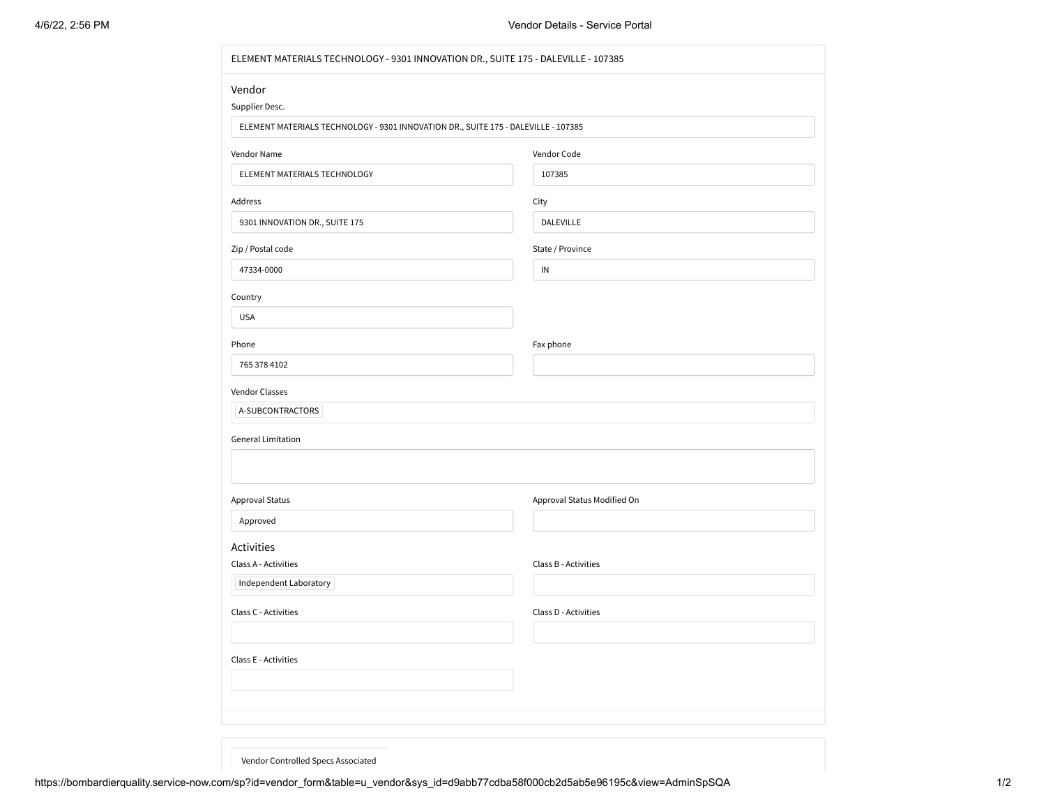ELEMENT MATERIALS TECHNOLOGY - 9301 INNOVATION DR., SUITE 175 - DALEVILLE - 107385

## Vendor

**Supplier Desc.**
ELEMENT MATERIALS TECHNOLOGY - 9301 INNOVATION DR., SUITE 175 - DALEVILLE - 107385

| Field | Value | Field | Value |
|---|---|---|---|
| Vendor Name | ELEMENT MATERIALS TECHNOLOGY | Vendor Code | 107385 |
| Address | 9301 INNOVATION DR., SUITE 175 | City | DALEVILLE |
| Zip / Postal code | 47334-0000 | State / Province | IN |
| Country | USA | | |
| Phone | 765 378 4102 | Fax phone | |

**Vendor Classes**
A-SUBCONTRACTORS

**General Limitation**

| Field | Value | Field | Value |
|---|---|---|---|
| Approval Status | Approved | Approval Status Modified On | |

## Activities

| Field | Value | Field | Value |
|---|---|---|---|
| Class A - Activities | Independent Laboratory | Class B - Activities | |
| Class C - Activities | | Class D - Activities | |
| Class E - Activities | | | |

Vendor Controlled Specs Associated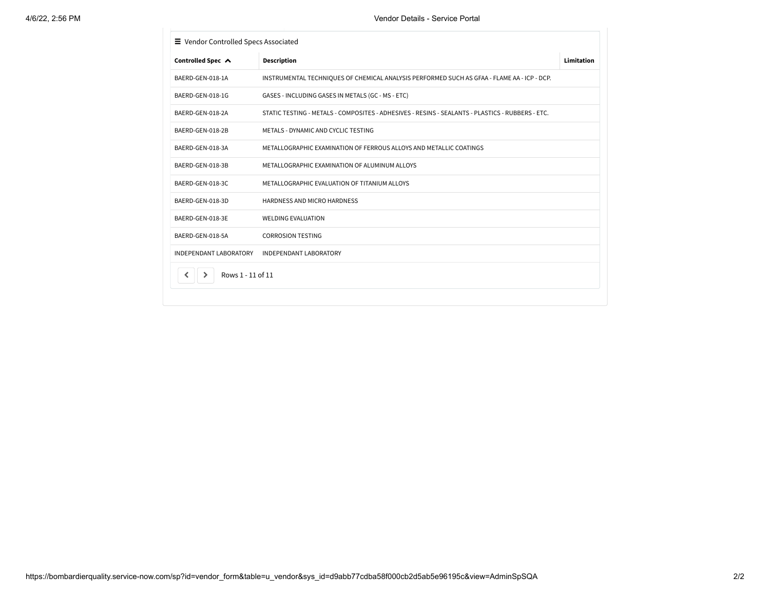### Vendor Controlled Specs Associated

| Controlled Spec | Description | Limitation |
|---|---|---|
| BAERD-GEN-018-1A | INSTRUMENTAL TECHNIQUES OF CHEMICAL ANALYSIS PERFORMED SUCH AS GFAA - FLAME AA - ICP - DCP. | |
| BAERD-GEN-018-1G | GASES - INCLUDING GASES IN METALS (GC - MS - ETC) | |
| BAERD-GEN-018-2A | STATIC TESTING - METALS - COMPOSITES - ADHESIVES - RESINS - SEALANTS - PLASTICS - RUBBERS - ETC. | |
| BAERD-GEN-018-2B | METALS - DYNAMIC AND CYCLIC TESTING | |
| BAERD-GEN-018-3A | METALLOGRAPHIC EXAMINATION OF FERROUS ALLOYS AND METALLIC COATINGS | |
| BAERD-GEN-018-3B | METALLOGRAPHIC EXAMINATION OF ALUMINUM ALLOYS | |
| BAERD-GEN-018-3C | METALLOGRAPHIC EVALUATION OF TITANIUM ALLOYS | |
| BAERD-GEN-018-3D | HARDNESS AND MICRO HARDNESS | |
| BAERD-GEN-018-3E | WELDING EVALUATION | |
| BAERD-GEN-018-5A | CORROSION TESTING | |
| INDEPENDANT LABORATORY | INDEPENDANT LABORATORY | |

Rows 1 - 11 of 11